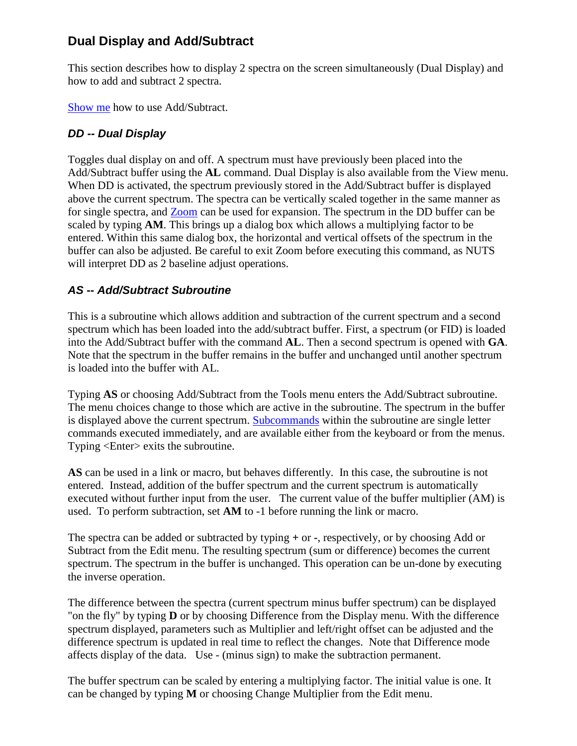## Dual Display and Add/Subtract

This section describes how to display 2 spectra on the screen simultaneously (Dual Display) and how to add and subtract 2 spectra.

Show me how to use Add/Subtract.

### *DD -- Dual Display*

Toggles dual display on and off. A spectrum must have previously been placed into the Add/Subtract buffer using the **AL** command. Dual Display is also available from the View menu. When DD is activated, the spectrum previously stored in the Add/Subtract buffer is displayed above the current spectrum. The spectra can be vertically scaled together in the same manner as for single spectra, and Zoom can be used for expansion. The spectrum in the DD buffer can be scaled by typing **AM**. This brings up a dialog box which allows a multiplying factor to be entered. Within this same dialog box, the horizontal and vertical offsets of the spectrum in the buffer can also be adjusted. Be careful to exit Zoom before executing this command, as NUTS will interpret DD as 2 baseline adjust operations.

### *AS -- Add/Subtract Subroutine*

This is a subroutine which allows addition and subtraction of the current spectrum and a second spectrum which has been loaded into the add/subtract buffer. First, a spectrum (or FID) is loaded into the Add/Subtract buffer with the command **AL**. Then a second spectrum is opened with **GA**. Note that the spectrum in the buffer remains in the buffer and unchanged until another spectrum is loaded into the buffer with AL.

Typing **AS** or choosing Add/Subtract from the Tools menu enters the Add/Subtract subroutine. The menu choices change to those which are active in the subroutine. The spectrum in the buffer is displayed above the current spectrum. Subcommands within the subroutine are single letter commands executed immediately, and are available either from the keyboard or from the menus. Typing <Enter> exits the subroutine.

**AS** can be used in a link or macro, but behaves differently. In this case, the subroutine is not entered. Instead, addition of the buffer spectrum and the current spectrum is automatically executed without further input from the user. The current value of the buffer multiplier (AM) is used. To perform subtraction, set **AM** to -1 before running the link or macro.

The spectra can be added or subtracted by typing **+** or **-**, respectively, or by choosing Add or Subtract from the Edit menu. The resulting spectrum (sum or difference) becomes the current spectrum. The spectrum in the buffer is unchanged. This operation can be un-done by executing the inverse operation.

The difference between the spectra (current spectrum minus buffer spectrum) can be displayed "on the fly" by typing **D** or by choosing Difference from the Display menu. With the difference spectrum displayed, parameters such as Multiplier and left/right offset can be adjusted and the difference spectrum is updated in real time to reflect the changes. Note that Difference mode affects display of the data. Use - (minus sign) to make the subtraction permanent.

The buffer spectrum can be scaled by entering a multiplying factor. The initial value is one. It can be changed by typing **M** or choosing Change Multiplier from the Edit menu.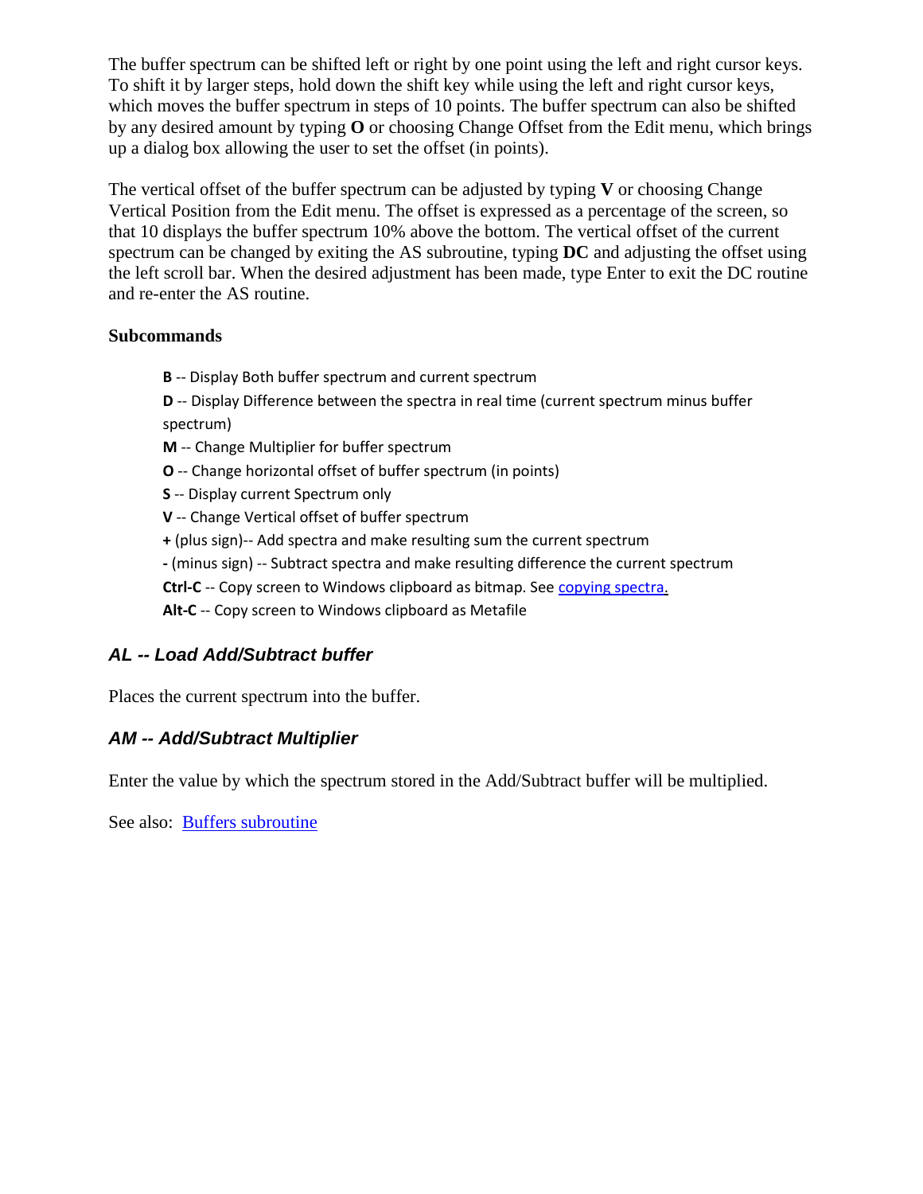The buffer spectrum can be shifted left or right by one point using the left and right cursor keys. To shift it by larger steps, hold down the shift key while using the left and right cursor keys, which moves the buffer spectrum in steps of 10 points. The buffer spectrum can also be shifted by any desired amount by typing **O** or choosing Change Offset from the Edit menu, which brings up a dialog box allowing the user to set the offset (in points).

The vertical offset of the buffer spectrum can be adjusted by typing **V** or choosing Change Vertical Position from the Edit menu. The offset is expressed as a percentage of the screen, so that 10 displays the buffer spectrum 10% above the bottom. The vertical offset of the current spectrum can be changed by exiting the AS subroutine, typing **DC** and adjusting the offset using the left scroll bar. When the desired adjustment has been made, type Enter to exit the DC routine and re-enter the AS routine.

**Subcommands**

**B** -- Display Both buffer spectrum and current spectrum

**D** -- Display Difference between the spectra in real time (current spectrum minus buffer spectrum)

**M** -- Change Multiplier for buffer spectrum

**O** -- Change horizontal offset of buffer spectrum (in points)

**S** -- Display current Spectrum only

**V** -- Change Vertical offset of buffer spectrum

**+** (plus sign)-- Add spectra and make resulting sum the current spectrum

**-** (minus sign) -- Subtract spectra and make resulting difference the current spectrum

**Ctrl-C** -- Copy screen to Windows clipboard as bitmap. See copying spectra.

**Alt-C** -- Copy screen to Windows clipboard as Metafile

### *AL -- Load Add/Subtract buffer*

Places the current spectrum into the buffer.

### *AM -- Add/Subtract Multiplier*

Enter the value by which the spectrum stored in the Add/Subtract buffer will be multiplied.

See also: Buffers subroutine